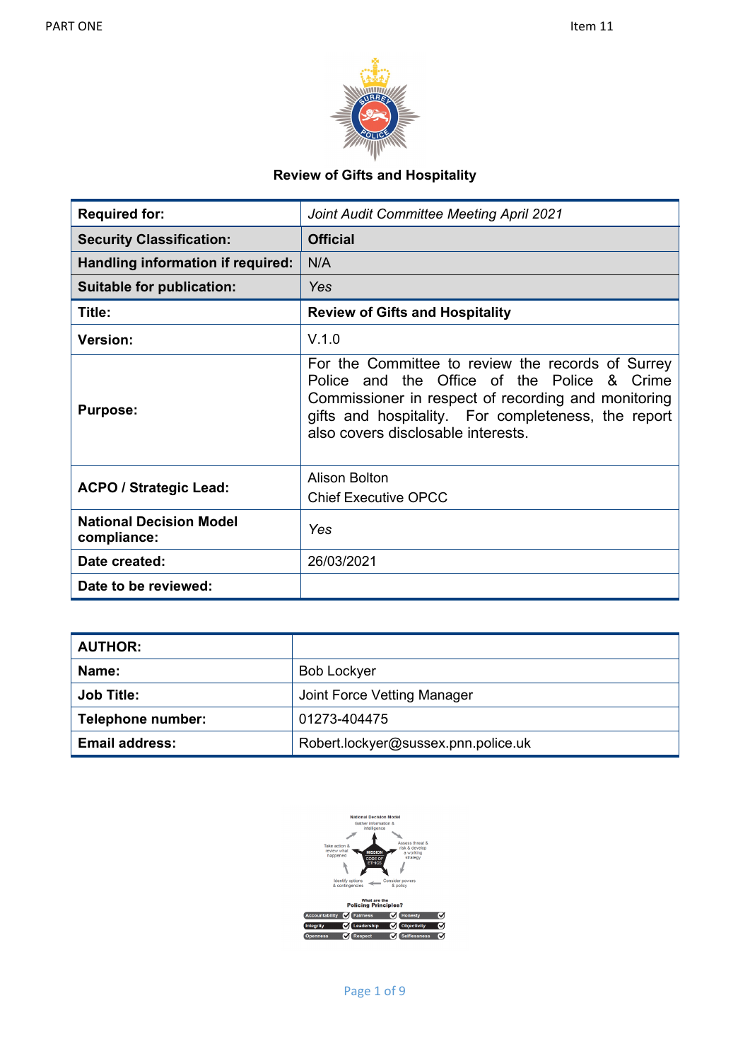PART ONE

Item 11

# Review of Gifts and Hospitality

| | |
|---|---|
| **Required for:** | *Joint Audit Committee Meeting April 2021* |
| **Security Classification:** | **Official** |
| **Handling information if required:** | N/A |
| **Suitable for publication:** | *Yes* |
| **Title:** | **Review of Gifts and Hospitality** |
| **Version:** | V.1.0 |
| **Purpose:** | For the Committee to review the records of Surrey Police and the Office of the Police & Crime Commissioner in respect of recording and monitoring gifts and hospitality. For completeness, the report also covers disclosable interests. |
| **ACPO / Strategic Lead:** | Alison Bolton<br>Chief Executive OPCC |
| **National Decision Model compliance:** | *Yes* |
| **Date created:** | 26/03/2021 |
| **Date to be reviewed:** | |

| **AUTHOR:** | |
|---|---|
| **Name:** | Bob Lockyer |
| **Job Title:** | Joint Force Vetting Manager |
| **Telephone number:** | 01273-404475 |
| **Email address:** | Robert.lockyer@sussex.pnn.police.uk |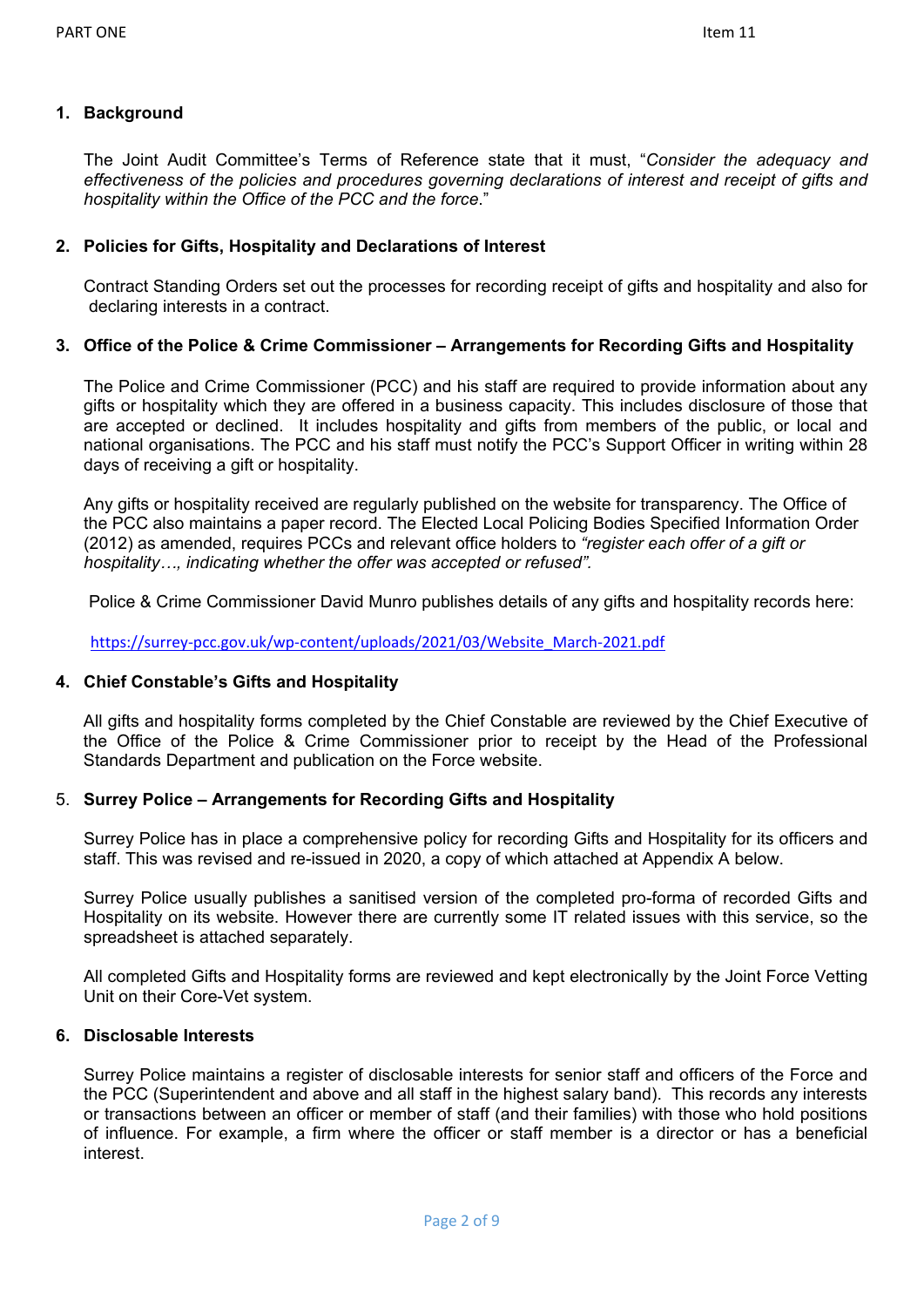## 1. Background

The Joint Audit Committee's Terms of Reference state that it must, "*Consider the adequacy and effectiveness of the policies and procedures governing declarations of interest and receipt of gifts and hospitality within the Office of the PCC and the force*."

## 2. Policies for Gifts, Hospitality and Declarations of Interest

Contract Standing Orders set out the processes for recording receipt of gifts and hospitality and also for declaring interests in a contract.

## 3. Office of the Police & Crime Commissioner – Arrangements for Recording Gifts and Hospitality

The Police and Crime Commissioner (PCC) and his staff are required to provide information about any gifts or hospitality which they are offered in a business capacity. This includes disclosure of those that are accepted or declined. It includes hospitality and gifts from members of the public, or local and national organisations. The PCC and his staff must notify the PCC's Support Officer in writing within 28 days of receiving a gift or hospitality.

Any gifts or hospitality received are regularly published on the website for transparency. The Office of the PCC also maintains a paper record. The Elected Local Policing Bodies Specified Information Order (2012) as amended, requires PCCs and relevant office holders to *"register each offer of a gift or hospitality…, indicating whether the offer was accepted or refused"*.

Police & Crime Commissioner David Munro publishes details of any gifts and hospitality records here:

https://surrey-pcc.gov.uk/wp-content/uploads/2021/03/Website_March-2021.pdf

## 4. Chief Constable's Gifts and Hospitality

All gifts and hospitality forms completed by the Chief Constable are reviewed by the Chief Executive of the Office of the Police & Crime Commissioner prior to receipt by the Head of the Professional Standards Department and publication on the Force website.

## 5. Surrey Police – Arrangements for Recording Gifts and Hospitality

Surrey Police has in place a comprehensive policy for recording Gifts and Hospitality for its officers and staff. This was revised and re-issued in 2020, a copy of which attached at Appendix A below.

Surrey Police usually publishes a sanitised version of the completed pro-forma of recorded Gifts and Hospitality on its website. However there are currently some IT related issues with this service, so the spreadsheet is attached separately.

All completed Gifts and Hospitality forms are reviewed and kept electronically by the Joint Force Vetting Unit on their Core-Vet system.

## 6. Disclosable Interests

Surrey Police maintains a register of disclosable interests for senior staff and officers of the Force and the PCC (Superintendent and above and all staff in the highest salary band). This records any interests or transactions between an officer or member of staff (and their families) with those who hold positions of influence. For example, a firm where the officer or staff member is a director or has a beneficial interest.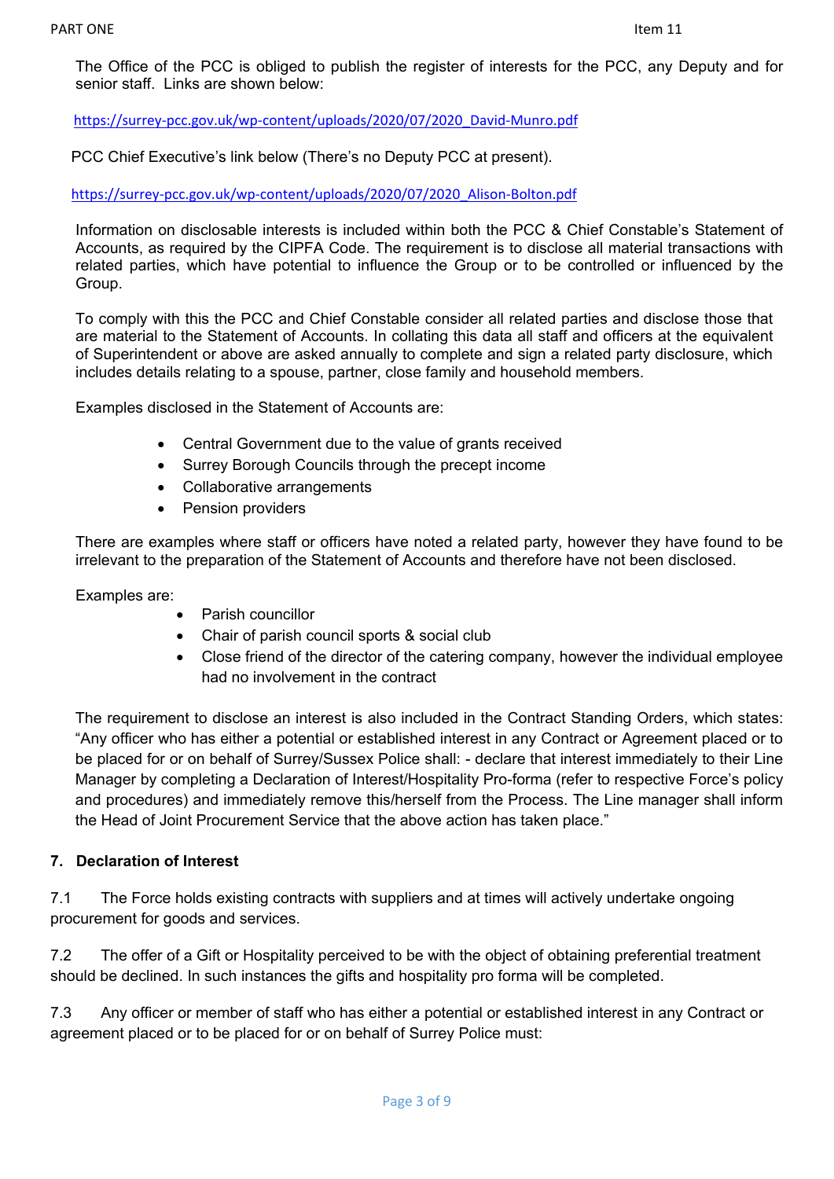The Office of the PCC is obliged to publish the register of interests for the PCC, any Deputy and for senior staff. Links are shown below:

https://surrey-pcc.gov.uk/wp-content/uploads/2020/07/2020_David-Munro.pdf

PCC Chief Executive's link below (There's no Deputy PCC at present).

https://surrey-pcc.gov.uk/wp-content/uploads/2020/07/2020_Alison-Bolton.pdf

Information on disclosable interests is included within both the PCC & Chief Constable's Statement of Accounts, as required by the CIPFA Code. The requirement is to disclose all material transactions with related parties, which have potential to influence the Group or to be controlled or influenced by the Group.

To comply with this the PCC and Chief Constable consider all related parties and disclose those that are material to the Statement of Accounts. In collating this data all staff and officers at the equivalent of Superintendent or above are asked annually to complete and sign a related party disclosure, which includes details relating to a spouse, partner, close family and household members.

Examples disclosed in the Statement of Accounts are:

- Central Government due to the value of grants received
- Surrey Borough Councils through the precept income
- Collaborative arrangements
- Pension providers

There are examples where staff or officers have noted a related party, however they have found to be irrelevant to the preparation of the Statement of Accounts and therefore have not been disclosed.

Examples are:

- Parish councillor
- Chair of parish council sports & social club
- Close friend of the director of the catering company, however the individual employee had no involvement in the contract

The requirement to disclose an interest is also included in the Contract Standing Orders, which states: "Any officer who has either a potential or established interest in any Contract or Agreement placed or to be placed for or on behalf of Surrey/Sussex Police shall: - declare that interest immediately to their Line Manager by completing a Declaration of Interest/Hospitality Pro-forma (refer to respective Force's policy and procedures) and immediately remove this/herself from the Process. The Line manager shall inform the Head of Joint Procurement Service that the above action has taken place."

## 7. Declaration of Interest

7.1 The Force holds existing contracts with suppliers and at times will actively undertake ongoing procurement for goods and services.

7.2 The offer of a Gift or Hospitality perceived to be with the object of obtaining preferential treatment should be declined. In such instances the gifts and hospitality pro forma will be completed.

7.3 Any officer or member of staff who has either a potential or established interest in any Contract or agreement placed or to be placed for or on behalf of Surrey Police must: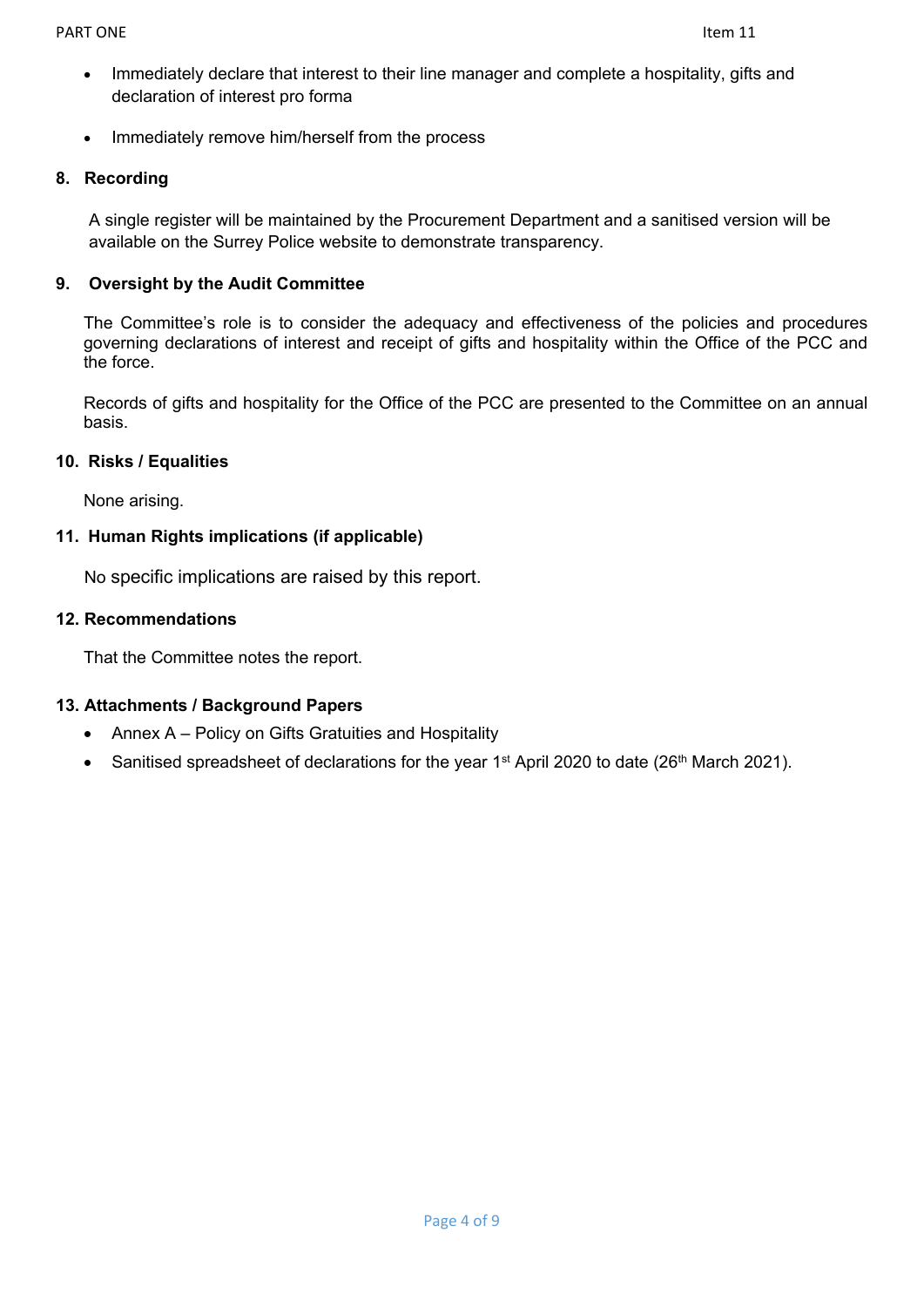- Immediately declare that interest to their line manager and complete a hospitality, gifts and declaration of interest pro forma
- Immediately remove him/herself from the process

## 8. Recording

A single register will be maintained by the Procurement Department and a sanitised version will be available on the Surrey Police website to demonstrate transparency.

## 9. Oversight by the Audit Committee

The Committee's role is to consider the adequacy and effectiveness of the policies and procedures governing declarations of interest and receipt of gifts and hospitality within the Office of the PCC and the force.

Records of gifts and hospitality for the Office of the PCC are presented to the Committee on an annual basis.

## 10. Risks / Equalities

None arising.

## 11. Human Rights implications (if applicable)

No specific implications are raised by this report.

## 12. Recommendations

That the Committee notes the report.

## 13. Attachments / Background Papers

- Annex A – Policy on Gifts Gratuities and Hospitality
- Sanitised spreadsheet of declarations for the year 1st April 2020 to date (26th March 2021).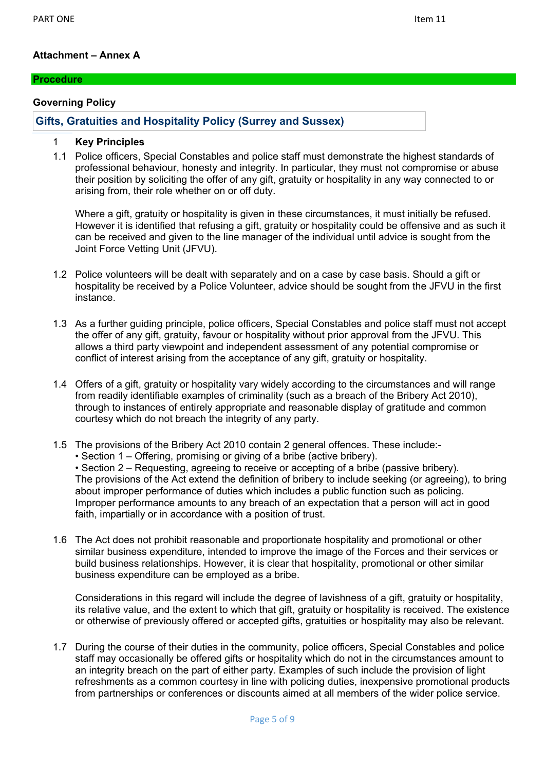**Attachment – Annex A**

## Procedure

### Governing Policy

**Gifts, Gratuities and Hospitality Policy (Surrey and Sussex)**

1 **Key Principles**

1.1 Police officers, Special Constables and police staff must demonstrate the highest standards of professional behaviour, honesty and integrity. In particular, they must not compromise or abuse their position by soliciting the offer of any gift, gratuity or hospitality in any way connected to or arising from, their role whether on or off duty.

Where a gift, gratuity or hospitality is given in these circumstances, it must initially be refused. However it is identified that refusing a gift, gratuity or hospitality could be offensive and as such it can be received and given to the line manager of the individual until advice is sought from the Joint Force Vetting Unit (JFVU).

1.2 Police volunteers will be dealt with separately and on a case by case basis. Should a gift or hospitality be received by a Police Volunteer, advice should be sought from the JFVU in the first instance.

1.3 As a further guiding principle, police officers, Special Constables and police staff must not accept the offer of any gift, gratuity, favour or hospitality without prior approval from the JFVU. This allows a third party viewpoint and independent assessment of any potential compromise or conflict of interest arising from the acceptance of any gift, gratuity or hospitality.

1.4 Offers of a gift, gratuity or hospitality vary widely according to the circumstances and will range from readily identifiable examples of criminality (such as a breach of the Bribery Act 2010), through to instances of entirely appropriate and reasonable display of gratitude and common courtesy which do not breach the integrity of any party.

1.5 The provisions of the Bribery Act 2010 contain 2 general offences. These include:-
- Section 1 – Offering, promising or giving of a bribe (active bribery).
- Section 2 – Requesting, agreeing to receive or accepting of a bribe (passive bribery).

The provisions of the Act extend the definition of bribery to include seeking (or agreeing), to bring about improper performance of duties which includes a public function such as policing. Improper performance amounts to any breach of an expectation that a person will act in good faith, impartially or in accordance with a position of trust.

1.6 The Act does not prohibit reasonable and proportionate hospitality and promotional or other similar business expenditure, intended to improve the image of the Forces and their services or build business relationships. However, it is clear that hospitality, promotional or other similar business expenditure can be employed as a bribe.

Considerations in this regard will include the degree of lavishness of a gift, gratuity or hospitality, its relative value, and the extent to which that gift, gratuity or hospitality is received. The existence or otherwise of previously offered or accepted gifts, gratuities or hospitality may also be relevant.

1.7 During the course of their duties in the community, police officers, Special Constables and police staff may occasionally be offered gifts or hospitality which do not in the circumstances amount to an integrity breach on the part of either party. Examples of such include the provision of light refreshments as a common courtesy in line with policing duties, inexpensive promotional products from partnerships or conferences or discounts aimed at all members of the wider police service.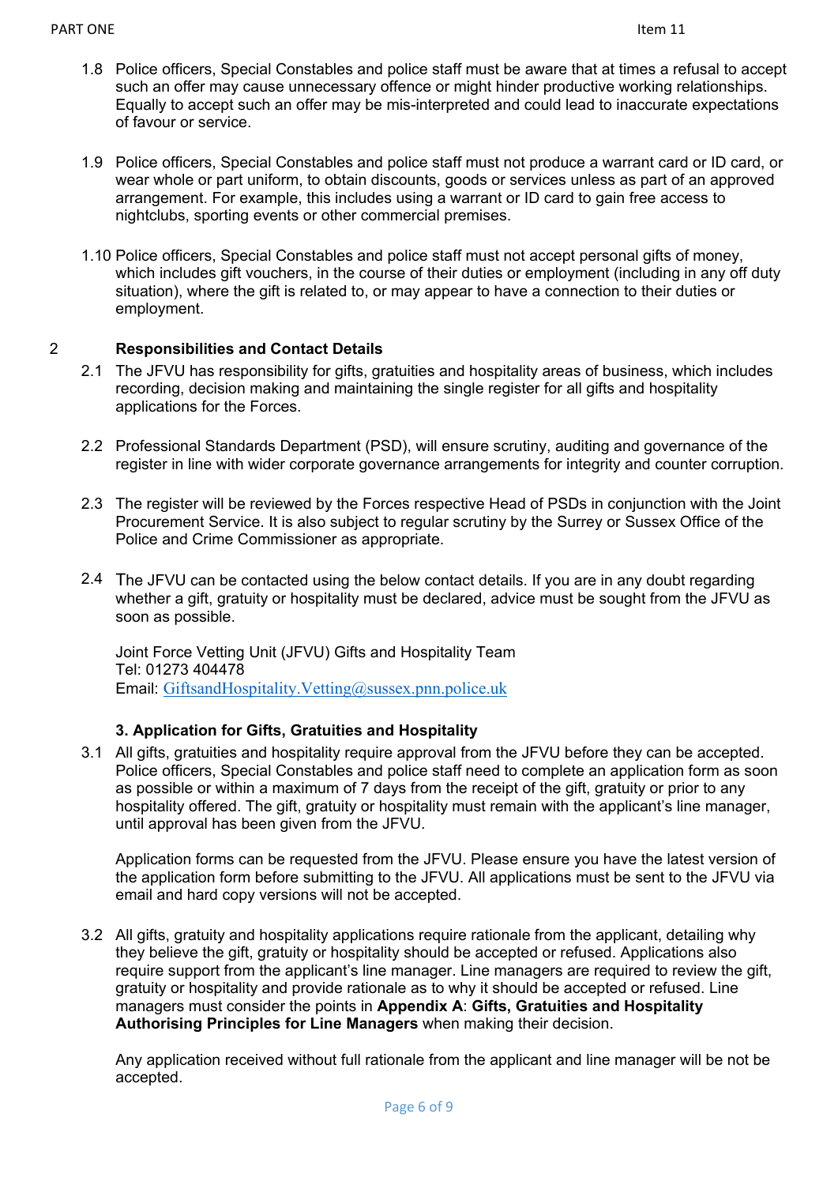1.8 Police officers, Special Constables and police staff must be aware that at times a refusal to accept such an offer may cause unnecessary offence or might hinder productive working relationships. Equally to accept such an offer may be mis-interpreted and could lead to inaccurate expectations of favour or service.

1.9 Police officers, Special Constables and police staff must not produce a warrant card or ID card, or wear whole or part uniform, to obtain discounts, goods or services unless as part of an approved arrangement. For example, this includes using a warrant or ID card to gain free access to nightclubs, sporting events or other commercial premises.

1.10 Police officers, Special Constables and police staff must not accept personal gifts of money, which includes gift vouchers, in the course of their duties or employment (including in any off duty situation), where the gift is related to, or may appear to have a connection to their duties or employment.

## 2 Responsibilities and Contact Details

2.1 The JFVU has responsibility for gifts, gratuities and hospitality areas of business, which includes recording, decision making and maintaining the single register for all gifts and hospitality applications for the Forces.

2.2 Professional Standards Department (PSD), will ensure scrutiny, auditing and governance of the register in line with wider corporate governance arrangements for integrity and counter corruption.

2.3 The register will be reviewed by the Forces respective Head of PSDs in conjunction with the Joint Procurement Service. It is also subject to regular scrutiny by the Surrey or Sussex Office of the Police and Crime Commissioner as appropriate.

2.4 The JFVU can be contacted using the below contact details. If you are in any doubt regarding whether a gift, gratuity or hospitality must be declared, advice must be sought from the JFVU as soon as possible.

Joint Force Vetting Unit (JFVU) Gifts and Hospitality Team
Tel: 01273 404478
Email: GiftsandHospitality.Vetting@sussex.pnn.police.uk

## 3. Application for Gifts, Gratuities and Hospitality

3.1 All gifts, gratuities and hospitality require approval from the JFVU before they can be accepted. Police officers, Special Constables and police staff need to complete an application form as soon as possible or within a maximum of 7 days from the receipt of the gift, gratuity or prior to any hospitality offered. The gift, gratuity or hospitality must remain with the applicant's line manager, until approval has been given from the JFVU.

Application forms can be requested from the JFVU. Please ensure you have the latest version of the application form before submitting to the JFVU. All applications must be sent to the JFVU via email and hard copy versions will not be accepted.

3.2 All gifts, gratuity and hospitality applications require rationale from the applicant, detailing why they believe the gift, gratuity or hospitality should be accepted or refused. Applications also require support from the applicant's line manager. Line managers are required to review the gift, gratuity or hospitality and provide rationale as to why it should be accepted or refused. Line managers must consider the points in **Appendix A**: **Gifts, Gratuities and Hospitality Authorising Principles for Line Managers** when making their decision.

Any application received without full rationale from the applicant and line manager will be not be accepted.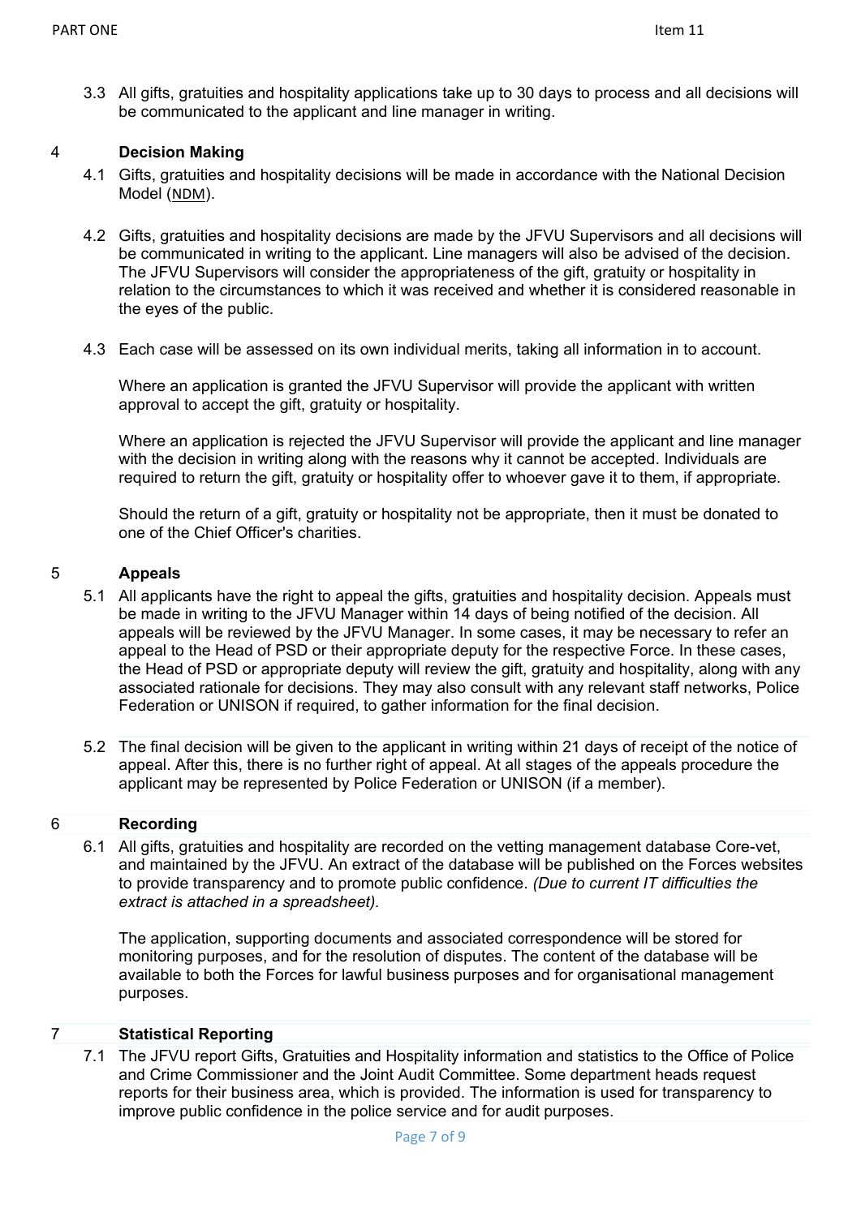3.3 All gifts, gratuities and hospitality applications take up to 30 days to process and all decisions will be communicated to the applicant and line manager in writing.

## 4 Decision Making

4.1 Gifts, gratuities and hospitality decisions will be made in accordance with the National Decision Model (NDM).

4.2 Gifts, gratuities and hospitality decisions are made by the JFVU Supervisors and all decisions will be communicated in writing to the applicant. Line managers will also be advised of the decision. The JFVU Supervisors will consider the appropriateness of the gift, gratuity or hospitality in relation to the circumstances to which it was received and whether it is considered reasonable in the eyes of the public.

4.3 Each case will be assessed on its own individual merits, taking all information in to account.

Where an application is granted the JFVU Supervisor will provide the applicant with written approval to accept the gift, gratuity or hospitality.

Where an application is rejected the JFVU Supervisor will provide the applicant and line manager with the decision in writing along with the reasons why it cannot be accepted. Individuals are required to return the gift, gratuity or hospitality offer to whoever gave it to them, if appropriate.

Should the return of a gift, gratuity or hospitality not be appropriate, then it must be donated to one of the Chief Officer's charities.

## 5 Appeals

5.1 All applicants have the right to appeal the gifts, gratuities and hospitality decision. Appeals must be made in writing to the JFVU Manager within 14 days of being notified of the decision. All appeals will be reviewed by the JFVU Manager. In some cases, it may be necessary to refer an appeal to the Head of PSD or their appropriate deputy for the respective Force. In these cases, the Head of PSD or appropriate deputy will review the gift, gratuity and hospitality, along with any associated rationale for decisions. They may also consult with any relevant staff networks, Police Federation or UNISON if required, to gather information for the final decision.

5.2 The final decision will be given to the applicant in writing within 21 days of receipt of the notice of appeal. After this, there is no further right of appeal. At all stages of the appeals procedure the applicant may be represented by Police Federation or UNISON (if a member).

## 6 Recording

6.1 All gifts, gratuities and hospitality are recorded on the vetting management database Core-vet, and maintained by the JFVU. An extract of the database will be published on the Forces websites to provide transparency and to promote public confidence. *(Due to current IT difficulties the extract is attached in a spreadsheet).*

The application, supporting documents and associated correspondence will be stored for monitoring purposes, and for the resolution of disputes. The content of the database will be available to both the Forces for lawful business purposes and for organisational management purposes.

## 7 Statistical Reporting

7.1 The JFVU report Gifts, Gratuities and Hospitality information and statistics to the Office of Police and Crime Commissioner and the Joint Audit Committee. Some department heads request reports for their business area, which is provided. The information is used for transparency to improve public confidence in the police service and for audit purposes.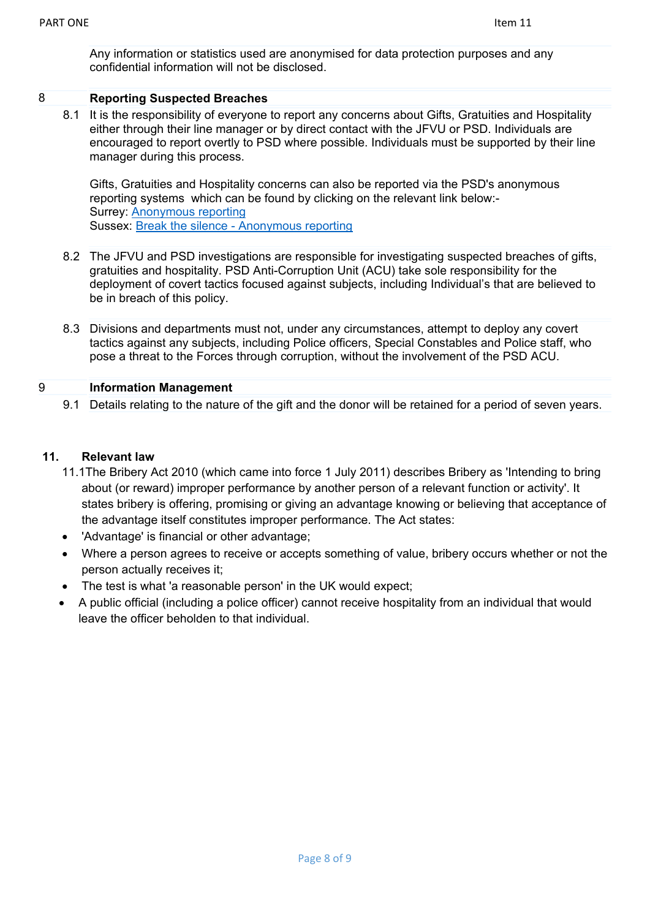Any information or statistics used are anonymised for data protection purposes and any confidential information will not be disclosed.

## 8 Reporting Suspected Breaches

8.1 It is the responsibility of everyone to report any concerns about Gifts, Gratuities and Hospitality either through their line manager or by direct contact with the JFVU or PSD. Individuals are encouraged to report overtly to PSD where possible. Individuals must be supported by their line manager during this process.

Gifts, Gratuities and Hospitality concerns can also be reported via the PSD's anonymous reporting systems which can be found by clicking on the relevant link below:-
Surrey: Anonymous reporting
Sussex: Break the silence - Anonymous reporting

8.2 The JFVU and PSD investigations are responsible for investigating suspected breaches of gifts, gratuities and hospitality. PSD Anti-Corruption Unit (ACU) take sole responsibility for the deployment of covert tactics focused against subjects, including Individual's that are believed to be in breach of this policy.

8.3 Divisions and departments must not, under any circumstances, attempt to deploy any covert tactics against any subjects, including Police officers, Special Constables and Police staff, who pose a threat to the Forces through corruption, without the involvement of the PSD ACU.

## 9 Information Management

9.1 Details relating to the nature of the gift and the donor will be retained for a period of seven years.

## 11. Relevant law

11.1 The Bribery Act 2010 (which came into force 1 July 2011) describes Bribery as 'Intending to bring about (or reward) improper performance by another person of a relevant function or activity'. It states bribery is offering, promising or giving an advantage knowing or believing that acceptance of the advantage itself constitutes improper performance. The Act states:

- 'Advantage' is financial or other advantage;
- Where a person agrees to receive or accepts something of value, bribery occurs whether or not the person actually receives it;
- The test is what 'a reasonable person' in the UK would expect;
- A public official (including a police officer) cannot receive hospitality from an individual that would leave the officer beholden to that individual.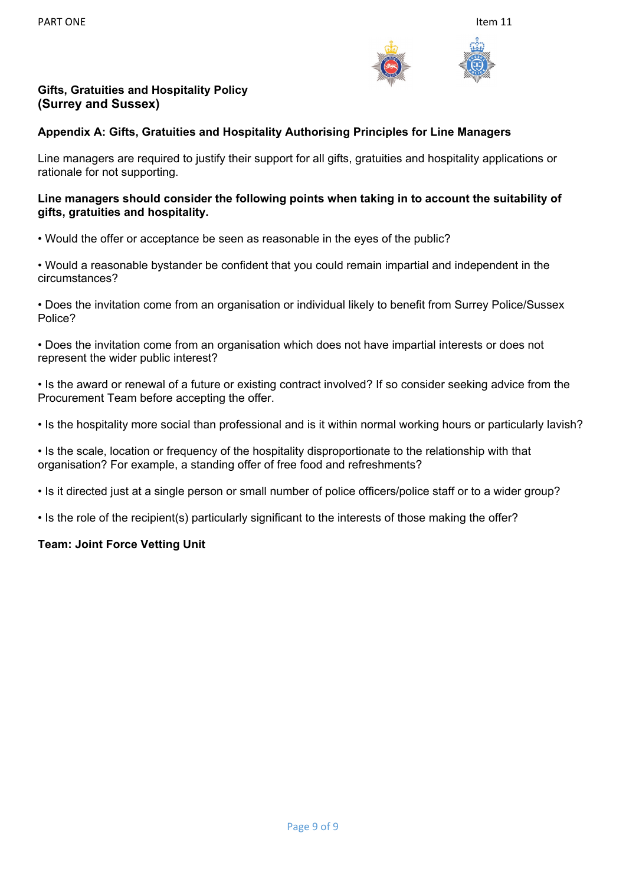**Gifts, Gratuities and Hospitality Policy**
**(Surrey and Sussex)**

## Appendix A: Gifts, Gratuities and Hospitality Authorising Principles for Line Managers

Line managers are required to justify their support for all gifts, gratuities and hospitality applications or rationale for not supporting.

**Line managers should consider the following points when taking in to account the suitability of gifts, gratuities and hospitality.**

- Would the offer or acceptance be seen as reasonable in the eyes of the public?
- Would a reasonable bystander be confident that you could remain impartial and independent in the circumstances?
- Does the invitation come from an organisation or individual likely to benefit from Surrey Police/Sussex Police?
- Does the invitation come from an organisation which does not have impartial interests or does not represent the wider public interest?
- Is the award or renewal of a future or existing contract involved? If so consider seeking advice from the Procurement Team before accepting the offer.
- Is the hospitality more social than professional and is it within normal working hours or particularly lavish?
- Is the scale, location or frequency of the hospitality disproportionate to the relationship with that organisation? For example, a standing offer of free food and refreshments?
- Is it directed just at a single person or small number of police officers/police staff or to a wider group?
- Is the role of the recipient(s) particularly significant to the interests of those making the offer?

**Team: Joint Force Vetting Unit**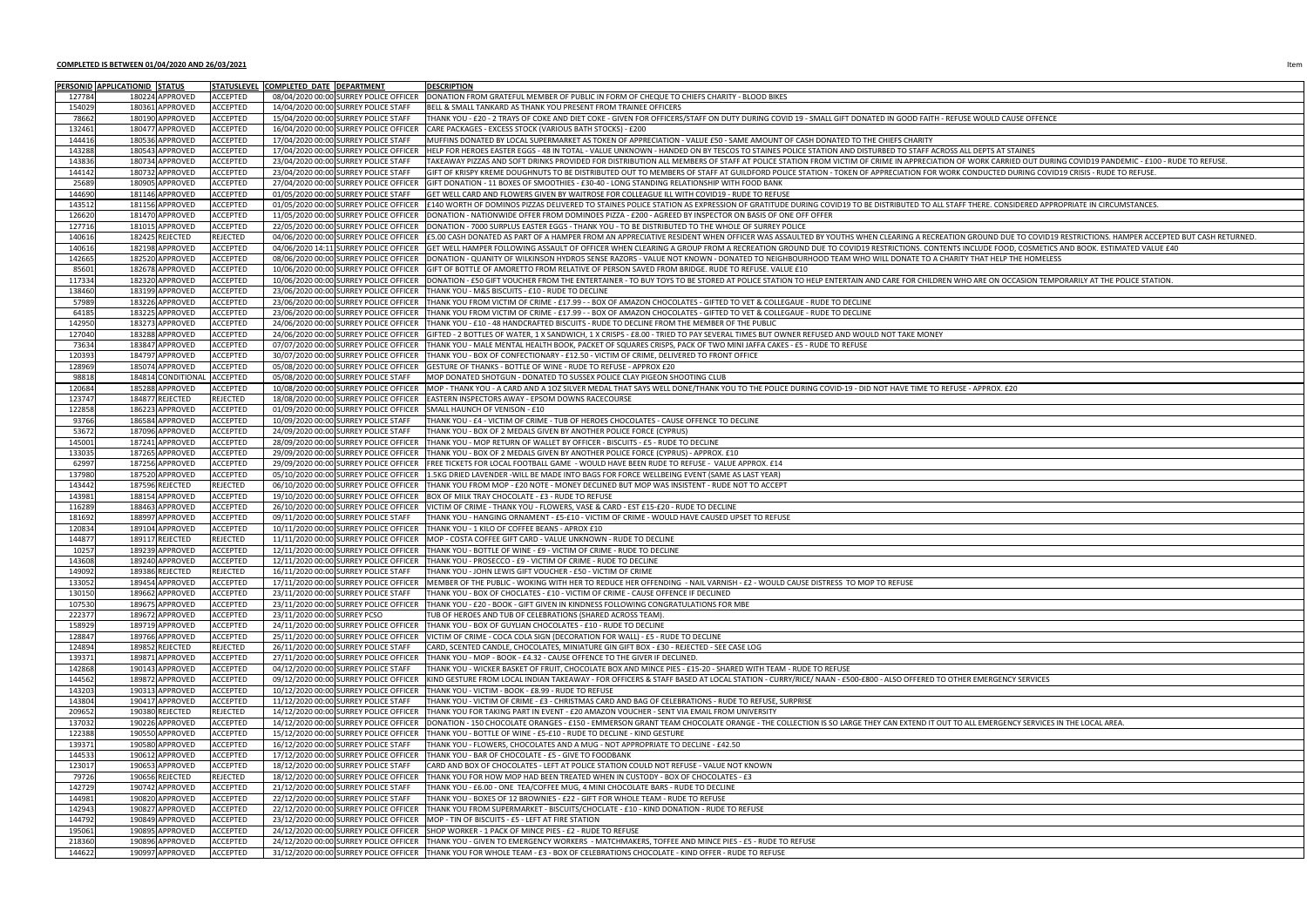**COMPLETED IS BETWEEN 01/04/2020 AND 26/03/2021**

| PERSONID | APPLICATIONID | STATUS | STATUSLEVEL | COMPLETED_DATE | DEPARTMENT | DESCRIPTION |
|---|---|---|---|---|---|---|
| 127784 | 180224 | APPROVED | ACCEPTED | 08/04/2020 00:00 | SURREY POLICE OFFICER | DONATION FROM GRATEFUL MEMBER OF PUBLIC IN FORM OF CHEQUE TO CHIEFS CHARITY - BLOOD BIKES |
| 154029 | 180361 | APPROVED | ACCEPTED | 14/04/2020 00:00 | SURREY POLICE STAFF | BELL & SMALL TANKARD AS THANK YOU PRESENT FROM TRAINEE OFFICERS |
| 78662 | 180190 | APPROVED | ACCEPTED | 15/04/2020 00:00 | SURREY POLICE STAFF | THANK YOU - £20 - 2 TRAYS OF COKE AND DIET COKE - GIVEN FOR OFFICERS/STAFF ON DUTY DURING COVID 19 - SMALL GIFT DONATED IN GOOD FAITH - REFUSE WOULD CAUSE OFFENCE |
| 132461 | 180477 | APPROVED | ACCEPTED | 16/04/2020 00:00 | SURREY POLICE OFFICER | CARE PACKAGES - EXCESS STOCK (VARIOUS BATH STOCKS) - £200 |
| 144416 | 180536 | APPROVED | ACCEPTED | 17/04/2020 00:00 | SURREY POLICE STAFF | MUFFINS DONATED BY LOCAL SUPERMARKET AS TOKEN OF APPRECIATION - VALUE £50 - SAME AMOUNT OF CASH DONATED TO THE CHIEFS CHARITY |
| 143288 | 180543 | APPROVED | ACCEPTED | 17/04/2020 00:00 | SURREY POLICE OFFICER | HELP FOR HEROES EASTER EGGS - 48 IN TOTAL - VALUE UNKNOWN - HANDED ON BY TESCOS TO STAINES POLICE STATION AND DISTURBED TO STAFF ACROSS ALL DEPTS AT STAINES |
| 143836 | 180734 | APPROVED | ACCEPTED | 23/04/2020 00:00 | SURREY POLICE STAFF | TAKEAWAY PIZZAS AND SOFT DRINKS PROVIDED FOR DISTRIBUTION ALL MEMBERS OF STAFF AT POLICE STATION FROM VICTIM OF CRIME IN APPRECIATION OF WORK CARRIED OUT DURING COVID19 PANDEMIC - £100 - RUDE TO REFUSE. |
| 144142 | 180732 | APPROVED | ACCEPTED | 23/04/2020 00:00 | SURREY POLICE STAFF | GIFT OF KRISPY KREME DOUGHNUTS TO BE DISTRIBUTED OUT TO MEMBERS OF STAFF AT GUILDFORD POLICE STATION - TOKEN OF APPRECIATION FOR WORK CONDUCTED DURING COVID19 CRISIS - RUDE TO REFUSE. |
| 25689 | 180905 | APPROVED | ACCEPTED | 27/04/2020 00:00 | SURREY POLICE OFFICER | GIFT DONATION - 11 BOXES OF SMOOTHIES - £30-40 - LONG STANDING RELATIONSHIP WITH FOOD BANK |
| 144690 | 181146 | APPROVED | ACCEPTED | 01/05/2020 00:00 | SURREY POLICE STAFF | GET WELL CARD AND FLOWERS GIVEN BY WAITROSE FOR COLLEAGUE ILL WITH COVID19 - RUDE TO REFUSE |
| 143512 | 181156 | APPROVED | ACCEPTED | 01/05/2020 00:00 | SURREY POLICE OFFICER | £140 WORTH OF DOMINOS PIZZAS DELIVERED TO STAINES POLICE STATION AS EXPRESSION OF GRATITUDE DURING COVID19 TO BE DISTRIBUTED TO ALL STAFF THERE. CONSIDERED APPROPRIATE IN CIRCUMSTANCES. |
| 126620 | 181470 | APPROVED | ACCEPTED | 11/05/2020 00:00 | SURREY POLICE OFFICER | DONATION - NATIONWIDE OFFER FROM DOMINOES PIZZA - £200 - AGREED BY INSPECTOR ON BASIS OF ONE OFF OFFER |
| 127716 | 181015 | APPROVED | ACCEPTED | 22/05/2020 00:00 | SURREY POLICE OFFICER | DONATION - 7000 SURPLUS EASTER EGGS - THANK YOU - TO BE DISTRIBUTED TO THE WHOLE OF SURREY POLICE |
| 140616 | 182425 | REJECTED | REJECTED | 04/06/2020 00:00 | SURREY POLICE OFFICER | £5.00 CASH DONATED AS PART OF A HAMPER FROM AN APPRECIATIVE RESIDENT WHEN OFFICER WAS ASSAULTED BY YOUTHS WHEN CLEARING A RECREATION GROUND DUE TO COVID19 RESTRICTIONS. HAMPER ACCEPTED BUT CASH RETURNED. |
| 140616 | 182198 | APPROVED | ACCEPTED | 04/06/2020 14:11 | SURREY POLICE OFFICER | GET WELL HAMPER FOLLOWING ASSAULT OF OFFICER WHEN CLEARING A GROUP FROM A RECREATION GROUND DUE TO COVID19 RESTRICTIONS. CONTENTS INCLUDE FOOD, COSMETICS AND BOOK. ESTIMATED VALUE £40 |
| 142665 | 182520 | APPROVED | ACCEPTED | 08/06/2020 00:00 | SURREY POLICE OFFICER | DONATION - QUANITY OF WILKINSON HYDRO5 SENSE RAZORS - VALUE NOT KNOWN - DONATED TO NEIGHBOURHOOD TEAM WHO WILL DONATE TO A CHARITY THAT HELP THE HOMELESS |
| 85601 | 182678 | APPROVED | ACCEPTED | 10/06/2020 00:00 | SURREY POLICE OFFICER | GIFT OF BOTTLE OF AMORETTO FROM RELATIVE OF PERSON SAVED FROM BRIDGE. RUDE TO REFUSE. VALUE £10 |
| 117334 | 182320 | APPROVED | ACCEPTED | 10/06/2020 00:00 | SURREY POLICE OFFICER | DONATION - £50 GIFT VOUCHER FROM THE ENTERTAINER - TO BUY TOYS TO BE STORED AT POLICE STATION TO HELP ENTERTAIN AND CARE FOR CHILDREN WHO ARE ON OCCASION TEMPORARILY AT THE POLICE STATION. |
| 138460 | 183199 | APPROVED | ACCEPTED | 23/06/2020 00:00 | SURREY POLICE OFFICER | THANK YOU - M&S BISCUITS - £10 - RUDE TO DECLINE |
| 57989 | 183226 | APPROVED | ACCEPTED | 23/06/2020 00:00 | SURREY POLICE OFFICER | THANK YOU FROM VICTIM OF CRIME - £17.99 - - BOX OF AMAZON CHOCOLATES - GIFTED TO VET & COLLEGAUE - RUDE TO DECLINE |
| 64185 | 183225 | APPROVED | ACCEPTED | 23/06/2020 00:00 | SURREY POLICE OFFICER | THANK YOU FROM VICTIM OF CRIME - £17.99 - - BOX OF AMAZON CHOCOLATES - GIFTED TO VET & COLLEGAUE - RUDE TO DECLINE |
| 142950 | 183273 | APPROVED | ACCEPTED | 24/06/2020 00:00 | SURREY POLICE OFFICER | THANK YOU - £10 - 48 HANDCRAFTED BISCUITS - RUDE TO DECLINE FROM THE MEMBER OF THE PUBLIC |
| 127040 | 183288 | APPROVED | ACCEPTED | 24/06/2020 00:00 | SURREY POLICE OFFICER | GIFTED - 2 BOTTLES OF WATER, 1 X SANDWICH, 1 X CRISPS - £8.00 - TRIED TO PAY SEVERAL TIMES BUT OWNER REFUSED AND WOULD NOT TAKE MONEY |
| 73634 | 183847 | APPROVED | ACCEPTED | 07/07/2020 00:00 | SURREY POLICE OFFICER | THANK YOU - MALE MENTAL HEALTH BOOK, PACKET OF SQUARES CRISPS, PACK OF TWO MINI JAFFA CAKES - £5 - RUDE TO REFUSE |
| 120393 | 184797 | APPROVED | ACCEPTED | 30/07/2020 00:00 | SURREY POLICE OFFICER | THANK YOU - BOX OF CONFECTIONARY - £12.50 - VICTIM OF CRIME, DELIVERED TO FRONT OFFICE |
| 128969 | 185074 | APPROVED | ACCEPTED | 05/08/2020 00:00 | SURREY POLICE OFFICER | GESTURE OF THANKS - BOTTLE OF WINE - RUDE TO REFUSE - APPROX £20 |
| 98818 | 184814 | CONDITIONAL | ACCEPTED | 05/08/2020 00:00 | SURREY POLICE STAFF | MOP DONATED SHOTGUN - DONATED TO SUSSEX POLICE CLAY PIGEON SHOOTING CLUB |
| 120684 | 185288 | APPROVED | ACCEPTED | 10/08/2020 00:00 | SURREY POLICE OFFICER | MOP - THANK YOU - A CARD AND A 1OZ SILVER MEDAL THAT SAYS WELL DONE/THANK YOU TO THE POLICE DURING COVID-19 - DID NOT HAVE TIME TO REFUSE - APPROX. £20 |
| 123747 | 184877 | REJECTED | REJECTED | 18/08/2020 00:00 | SURREY POLICE OFFICER | EASTERN INSPECTORS AWAY - EPSOM DOWNS RACECOURSE |
| 122858 | 186223 | APPROVED | ACCEPTED | 01/09/2020 00:00 | SURREY POLICE OFFICER | SMALL HAUNCH OF VENISON - £10 |
| 93766 | 186584 | APPROVED | ACCEPTED | 10/09/2020 00:00 | SURREY POLICE STAFF | THANK YOU - £4 - VICTIM OF CRIME - TUB OF HEROES CHOCOLATES - CAUSE OFFENCE TO DECLINE |
| 53672 | 187096 | APPROVED | ACCEPTED | 24/09/2020 00:00 | SURREY POLICE STAFF | THANK YOU - BOX OF 2 MEDALS GIVEN BY ANOTHER POLICE FORCE (CYPRUS) |
| 145001 | 187241 | APPROVED | ACCEPTED | 28/09/2020 00:00 | SURREY POLICE OFFICER | THANK YOU - MOP RETURN OF WALLET BY OFFICER - BISCUITS - £5 - RUDE TO DECLINE |
| 133035 | 187265 | APPROVED | ACCEPTED | 29/09/2020 00:00 | SURREY POLICE OFFICER | THANK YOU - BOX OF 2 MEDALS GIVEN BY ANOTHER POLICE FORCE (CYPRUS) - APPROX. £10 |
| 62997 | 187256 | APPROVED | ACCEPTED | 29/09/2020 00:00 | SURREY POLICE OFFICER | FREE TICKETS FOR LOCAL FOOTBALL GAME - WOULD HAVE BEEN RUDE TO REFUSE - VALUE APPROX. £14 |
| 137980 | 187520 | APPROVED | ACCEPTED | 05/10/2020 00:00 | SURREY POLICE OFFICER | 1.5KG DRIED LAVENDER -WILL BE MADE INTO BAGS FOR FORCE WELLBEING EVENT (SAME AS LAST YEAR) |
| 143442 | 187596 | REJECTED | REJECTED | 06/10/2020 00:00 | SURREY POLICE OFFICER | THANK YOU FROM MOP - £20 NOTE - MONEY DECLINED BUT MOP WAS INSISTENT - RUDE NOT TO ACCEPT |
| 143981 | 188154 | APPROVED | ACCEPTED | 19/10/2020 00:00 | SURREY POLICE OFFICER | BOX OF MILK TRAY CHOCOLATE - £3 - RUDE TO REFUSE |
| 116289 | 188463 | APPROVED | ACCEPTED | 26/10/2020 00:00 | SURREY POLICE OFFICER | VICTIM OF CRIME - THANK YOU - FLOWERS, VASE & CARD - EST £15-£20 - RUDE TO DECLINE |
| 181692 | 188997 | APPROVED | ACCEPTED | 09/11/2020 00:00 | SURREY POLICE STAFF | THANK YOU - HANGING ORNAMENT - £5-£10 - VICTIM OF CRIME - WOULD HAVE CAUSED UPSET TO REFUSE |
| 120834 | 189104 | APPROVED | ACCEPTED | 10/11/2020 00:00 | SURREY POLICE OFFICER | THANK YOU - 1 KILO OF COFFEE BEANS - APROX £10 |
| 144877 | 189117 | REJECTED | REJECTED | 11/11/2020 00:00 | SURREY POLICE OFFICER | MOP - COSTA COFFEE GIFT CARD - VALUE UNKNOWN - RUDE TO DECLINE |
| 10257 | 189239 | APPROVED | ACCEPTED | 12/11/2020 00:00 | SURREY POLICE OFFICER | THANK YOU - BOTTLE OF WINE - £9 - VICTIM OF CRIME - RUDE TO DECLINE |
| 143608 | 189240 | APPROVED | ACCEPTED | 12/11/2020 00:00 | SURREY POLICE OFFICER | THANK YOU - PROSECCO - £9 - VICTIM OF CRIME - RUDE TO DECLINE |
| 149092 | 189386 | REJECTED | REJECTED | 16/11/2020 00:00 | SURREY POLICE STAFF | THANK YOU - JOHN LEWIS GIFT VOUCHER - £50 - VICTIM OF CRIME |
| 133052 | 189454 | APPROVED | ACCEPTED | 17/11/2020 00:00 | SURREY POLICE OFFICER | MEMBER OF THE PUBLIC - WOKING WITH HER TO REDUCE HER OFFENDING - NAIL VARNISH - £2 - WOULD CAUSE DISTRESS TO MOP TO REFUSE |
| 130150 | 189662 | APPROVED | ACCEPTED | 23/11/2020 00:00 | SURREY POLICE STAFF | THANK YOU - BOX OF CHOCLATES - £10 - VICTIM OF CRIME - CAUSE OFFENCE IF DECLINED |
| 107530 | 189675 | APPROVED | ACCEPTED | 23/11/2020 00:00 | SURREY POLICE OFFICER | THANK YOU - £20 - BOOK - GIFT GIVEN IN KINDNESS FOLLOWING CONGRATULATIONS FOR MBE |
| 222377 | 189672 | APPROVED | ACCEPTED | 23/11/2020 00:00 | SURREY PCSO | TUB OF HEROES AND TUB OF CELEBRATIONS (SHARED ACROSS TEAM). |
| 158929 | 189719 | APPROVED | ACCEPTED | 24/11/2020 00:00 | SURREY POLICE OFFICER | THANK YOU - BOX OF GUYLIAN CHOCOLATES - £10 - RUDE TO DECLINE |
| 128847 | 189766 | APPROVED | ACCEPTED | 25/11/2020 00:00 | SURREY POLICE OFFICER | VICTIM OF CRIME - COCA COLA SIGN (DECORATION FOR WALL) - £5 - RUDE TO DECLINE |
| 124894 | 189852 | REJECTED | REJECTED | 26/11/2020 00:00 | SURREY POLICE STAFF | CARD, SCENTED CANDLE, CHOCOLATES, MINIATURE GIN GIFT BOX - £30 - REJECTED - SEE CASE LOG |
| 139371 | 189871 | APPROVED | ACCEPTED | 27/11/2020 00:00 | SURREY POLICE OFFICER | THANK YOU - MOP - BOOK - £4.32 - CAUSE OFFENCE TO THE GIVER IF DECLINED. |
| 142868 | 190143 | APPROVED | ACCEPTED | 04/12/2020 00:00 | SURREY POLICE STAFF | THANK YOU - WICKER BASKET OF FRUIT, CHOCOLATE BOX AND MINCE PIES - £15-20 - SHARED WITH TEAM - RUDE TO REFUSE |
| 144562 | 189872 | APPROVED | ACCEPTED | 09/12/2020 00:00 | SURREY POLICE OFFICER | KIND GESTURE FROM LOCAL INDIAN TAKEAWAY - FOR OFFICERS & STAFF BASED AT LOCAL STATION - CURRY/RICE/ NAAN - £500-£800 - ALSO OFFERED TO OTHER EMERGENCY SERVICES |
| 143203 | 190313 | APPROVED | ACCEPTED | 10/12/2020 00:00 | SURREY POLICE OFFICER | THANK YOU - VICTIM - BOOK - £8.99 - RUDE TO REFUSE |
| 143804 | 190417 | APPROVED | ACCEPTED | 11/12/2020 00:00 | SURREY POLICE STAFF | THANK YOU - VICTIM OF CRIME - £3 - CHRISTMAS CARD AND BAG OF CELEBRATIONS - RUDE TO REFUSE, SURPRISE |
| 209652 | 190380 | REJECTED | REJECTED | 14/12/2020 00:00 | SURREY POLICE OFFICER | THANK YOU FOR TAKING PART IN EVENT - £20 AMAZON VOUCHER - SENT VIA EMAIL FROM UNIVERSITY |
| 137032 | 190226 | APPROVED | ACCEPTED | 14/12/2020 00:00 | SURREY POLICE OFFICER | DONATION - 150 CHOCOLATE ORANGES - £150 - EMMERSON GRANT TEAM CHOCOLATE ORANGE - THE COLLECTION IS SO LARGE THEY CAN EXTEND IT OUT TO ALL EMERGENCY SERVICES IN THE LOCAL AREA. |
| 122388 | 190550 | APPROVED | ACCEPTED | 15/12/2020 00:00 | SURREY POLICE OFFICER | THANK YOU - BOTTLE OF WINE - £5-£10 - RUDE TO DECLINE - KIND GESTURE |
| 139371 | 190580 | APPROVED | ACCEPTED | 16/12/2020 00:00 | SURREY POLICE STAFF | THANK YOU - FLOWERS, CHOCOLATES AND A MUG - NOT APPROPRIATE TO DECLINE - £42.50 |
| 144533 | 190612 | APPROVED | ACCEPTED | 17/12/2020 00:00 | SURREY POLICE OFFICER | THANK YOU - BAR OF CHOCOLATE - £5 - GIVE TO FOODBANK |
| 123017 | 190653 | APPROVED | ACCEPTED | 18/12/2020 00:00 | SURREY POLICE STAFF | CARD AND BOX OF CHOCOLATES - LEFT AT POLICE STATION COULD NOT REFUSE - VALUE NOT KNOWN |
| 79726 | 190656 | REJECTED | REJECTED | 18/12/2020 00:00 | SURREY POLICE OFFICER | THANK YOU FOR HOW MOP HAD BEEN TREATED WHEN IN CUSTODY - BOX OF CHOCOLATES - £3 |
| 142729 | 190742 | APPROVED | ACCEPTED | 21/12/2020 00:00 | SURREY POLICE STAFF | THANK YOU - £6.00 - ONE TEA/COFFEE MUG, 4 MINI CHOCOLATE BARS - RUDE TO DECLINE |
| 144981 | 190820 | APPROVED | ACCEPTED | 22/12/2020 00:00 | SURREY POLICE STAFF | THANK YOU - BOXES OF 12 BROWNIES - £22 - GIFT FOR WHOLE TEAM - RUDE TO REFUSE |
| 142943 | 190827 | APPROVED | ACCEPTED | 22/12/2020 00:00 | SURREY POLICE OFFICER | THANK YOU FROM SUPERMARKET - BISCUITS/CHOCOLATE - £10 - KIND DONATION - RUDE TO REFUSE |
| 144792 | 190849 | APPROVED | ACCEPTED | 23/12/2020 00:00 | SURREY POLICE OFFICER | MOP - TIN OF BISCUITS - £5 - LEFT AT FIRE STATION |
| 195061 | 190895 | APPROVED | ACCEPTED | 24/12/2020 00:00 | SURREY POLICE OFFICER | SHOP WORKER - 1 PACK OF MINCE PIES - £2 - RUDE TO REFUSE |
| 218360 | 190896 | APPROVED | ACCEPTED | 24/12/2020 00:00 | SURREY POLICE OFFICER | THANK YOU - GIVEN TO EMERGENCY WORKERS - MATCHMAKERS, TOFFEE AND MINCE PIES - £5 - RUDE TO REFUSE |
| 144622 | 190997 | APPROVED | ACCEPTED | 31/12/2020 00:00 | SURREY POLICE OFFICER | THANK YOU FOR WHOLE TEAM - £3 - BOX OF CELEBRATIONS CHOCOLATE - KIND OFFER - RUDE TO REFUSE |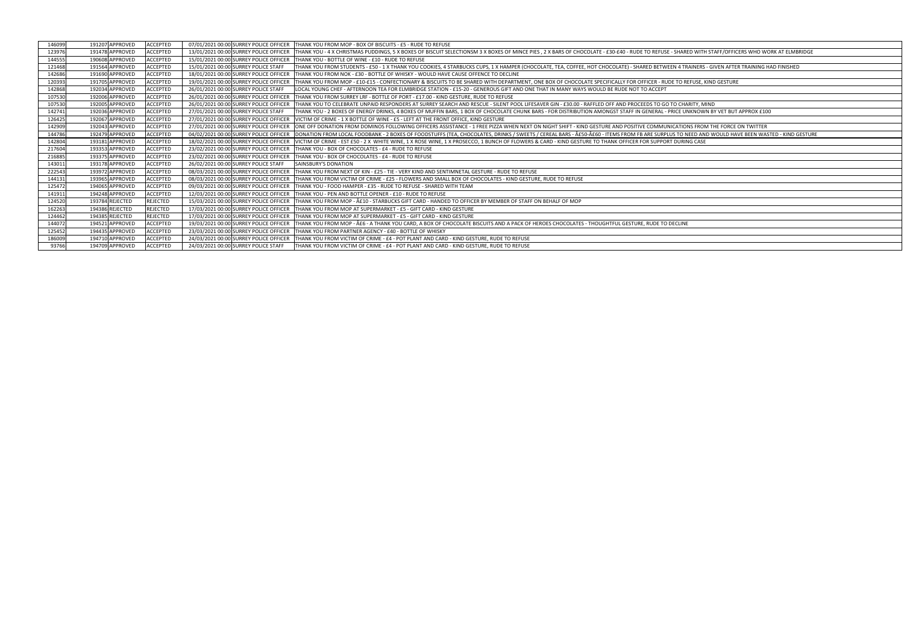| | | | | | | |
|---|---|---|---|---|---|---|
| 146099 | 191207 | APPROVED | ACCEPTED | 07/01/2021 00:00 | SURREY POLICE OFFICER | THANK YOU FROM MOP - BOX OF BISCUITS - £5 - RUDE TO REFUSE |
| 123976 | 191478 | APPROVED | ACCEPTED | 13/01/2021 00:00 | SURREY POLICE OFFICER | THANK YOU - 4 X CHRISTMAS PUDDINGS, 5 X BOXES OF BISCUIT SELECTIONSM 3 X BOXES OF MINCE PIES , 2 X BARS OF CHOCOLATE - £30-£40 - RUDE TO REFUSE - SHARED WITH STAFF/OFFICERS WHO WORK AT ELMBRIDGE |
| 144555 | 190608 | APPROVED | ACCEPTED | 15/01/2021 00:00 | SURREY POLICE OFFICER | THANK YOU - BOTTLE OF WINE - £10 - RUDE TO REFUSE |
| 121468 | 191564 | APPROVED | ACCEPTED | 15/01/2021 00:00 | SURREY POLICE STAFF | THANK YOU FROM STUDENTS - £50 - 1 X THANK YOU COOKIES, 4 STARBUCKS CUPS, 1 X HAMPER (CHOCOLATE, TEA, COFFEE, HOT CHOCOLATE) - SHARED BETWEEN 4 TRAINERS - GIVEN AFTER TRAINING HAD FINISHED |
| 142686 | 191690 | APPROVED | ACCEPTED | 18/01/2021 00:00 | SURREY POLICE OFFICER | THANK YOU FROM NOK - £30 - BOTTLE OF WHISKY - WOULD HAVE CAUSE OFFENCE TO DECLINE |
| 120393 | 191705 | APPROVED | ACCEPTED | 19/01/2021 00:00 | SURREY POLICE OFFICER | THANK YOU FROM MOP - £10-£15 - CONFECTIONARY & BISCUITS TO BE SHARED WITH DEPARTMENT, ONE BOX OF CHOCOLATE SPECIFICALLY FOR OFFICER - RUDE TO REFUSE, KIND GESTURE |
| 142868 | 192034 | APPROVED | ACCEPTED | 26/01/2021 00:00 | SURREY POLICE STAFF | LOCAL YOUNG CHEF - AFTERNOON TEA FOR ELMBRIDGE STATION - £15-20 - GENEROUS GIFT AND ONE THAT IN MANY WAYS WOULD BE RUDE NOT TO ACCEPT |
| 107530 | 192006 | APPROVED | ACCEPTED | 26/01/2021 00:00 | SURREY POLICE OFFICER | THANK YOU FROM SURREY LRF - BOTTLE OF PORT - £17.00 - KIND GESTURE, RUDE TO REFUSE |
| 107530 | 192005 | APPROVED | ACCEPTED | 26/01/2021 00:00 | SURREY POLICE OFFICER | THANK YOU TO CELEBRATE UNPAID RESPONDERS AT SURREY SEARCH AND RESCUE - SILENT POOL LIFESAVER GIN - £30.00 - RAFFLED OFF AND PROCEEDS TO GO TO CHARITY, MIND |
| 142741 | 192036 | APPROVED | ACCEPTED | 27/01/2021 00:00 | SURREY POLICE STAFF | THANK YOU - 2 BOXES OF ENERGY DRINKS, 4 BOXES OF MUFFIN BARS, 1 BOX OF CHOCOLATE CHUNK BARS - FOR DISTRIBUTION AMONGST STAFF IN GENERAL - PRICE UNKNOWN BY VET BUT APPROX £100 |
| 126425 | 192067 | APPROVED | ACCEPTED | 27/01/2021 00:00 | SURREY POLICE OFFICER | VICTIM OF CRIME - 1 X BOTTLE OF WINE - £5 - LEFT AT THE FRONT OFFICE, KIND GESTURE |
| 142909 | 192043 | APPROVED | ACCEPTED | 27/01/2021 00:00 | SURREY POLICE OFFICER | ONE OFF DONATION FROM DOMINOS FOLLOWING OFFICERS ASSISTANCE - 1 FREE PIZZA WHEN NEXT ON NIGHT SHIFT - KIND GESTURE AND POSITIVE COMMUNICATIONS FROM THE FORCE ON TWITTER |
| 144786 | 192479 | APPROVED | ACCEPTED | 04/02/2021 00:00 | SURREY POLICE OFFICER | DONATION FROM LOCAL FOODBANK - 2 BOXES OF FOODSTUFFS (TEA, CHOCOLATES, DRINKS / SWEETS / CEREAL BARS - Â£50-Â£60 - ITEMS FROM FB ARE SURPLUS TO NEED AND WOULD HAVE BEEN WASTED - KIND GESTURE |
| 142804 | 193181 | APPROVED | ACCEPTED | 18/02/2021 00:00 | SURREY POLICE OFFICER | VICTIM OF CRIME - EST £50 - 2 X WHITE WINE, 1 X ROSE WINE, 1 X PROSECCO, 1 BUNCH OF FLOWERS & CARD - KIND GESTURE TO THANK OFFICER FOR SUPPORT DURING CASE |
| 217604 | 193353 | APPROVED | ACCEPTED | 23/02/2021 00:00 | SURREY POLICE OFFICER | THANK YOU - BOX OF CHOCOLATES - £4 - RUDE TO REFUSE |
| 216885 | 193375 | APPROVED | ACCEPTED | 23/02/2021 00:00 | SURREY POLICE OFFICER | THANK YOU - BOX OF CHOCOLATES - £4 - RUDE TO REFUSE |
| 143011 | 193178 | APPROVED | ACCEPTED | 26/02/2021 00:00 | SURREY POLICE STAFF | SAINSBURY'S DONATION |
| 222543 | 193972 | APPROVED | ACCEPTED | 08/03/2021 00:00 | SURREY POLICE OFFICER | THANK YOU FROM NEXT OF KIN - £25 - TIE - VERY KIND AND SENTIMNETAL GESTURE - RUDE TO REFUSE |
| 144131 | 193965 | APPROVED | ACCEPTED | 08/03/2021 00:00 | SURREY POLICE OFFICER | THANK YOU FROM VICTIM OF CRIME - £25 - FLOWERS AND SMALL BOX OF CHOCOLATES - KIND GESTURE, RUDE TO REFUSE |
| 125472 | 194065 | APPROVED | ACCEPTED | 09/03/2021 00:00 | SURREY POLICE OFFICER | THANK YOU - FOOD HAMPER - £35 - RUDE TO REFUSE - SHARED WITH TEAM |
| 141911 | 194248 | APPROVED | ACCEPTED | 12/03/2021 00:00 | SURREY POLICE OFFICER | THANK YOU - PEN AND BOTTLE OPENER - £10 - RUDE TO REFUSE |
| 124520 | 193784 | REJECTED | REJECTED | 15/03/2021 00:00 | SURREY POLICE OFFICER | THANK YOU FROM MOP - Â£10 - STARBUCKS GIFT CARD - HANDED TO OFFICER BY MEMBER OF STAFF ON BEHALF OF MOP |
| 162263 | 194386 | REJECTED | REJECTED | 17/03/2021 00:00 | SURREY POLICE OFFICER | THANK YOU FROM MOP AT SUPERMARKET - £5 - GIFT CARD - KIND GESTURE |
| 124462 | 194385 | REJECTED | REJECTED | 17/03/2021 00:00 | SURREY POLICE OFFICER | THANK YOU FROM MOP AT SUPERMARKET - £5 - GIFT CARD - KIND GESTURE |
| 144072 | 194521 | APPROVED | ACCEPTED | 19/03/2021 00:00 | SURREY POLICE OFFICER | THANK YOU FROM MOP - Â£6 - A THANK YOU CARD, A BOX OF CHOCOLATE BISCUITS AND A PACK OF HEROES CHOCOLATES - THOUGHTFUL GESTURE, RUDE TO DECLINE |
| 125452 | 194435 | APPROVED | ACCEPTED | 23/03/2021 00:00 | SURREY POLICE OFFICER | THANK YOU FROM PARTNER AGENCY - £40 - BOTTLE OF WHISKY |
| 186009 | 194710 | APPROVED | ACCEPTED | 24/03/2021 00:00 | SURREY POLICE OFFICER | THANK YOU FROM VICTIM OF CRIME - £4 - POT PLANT AND CARD - KIND GESTURE, RUDE TO REFUSE |
| 93766 | 194709 | APPROVED | ACCEPTED | 24/03/2021 00:00 | SURREY POLICE STAFF | THANK YOU FROM VICTIM OF CRIME - £4 - POT PLANT AND CARD - KIND GESTURE, RUDE TO REFUSE |